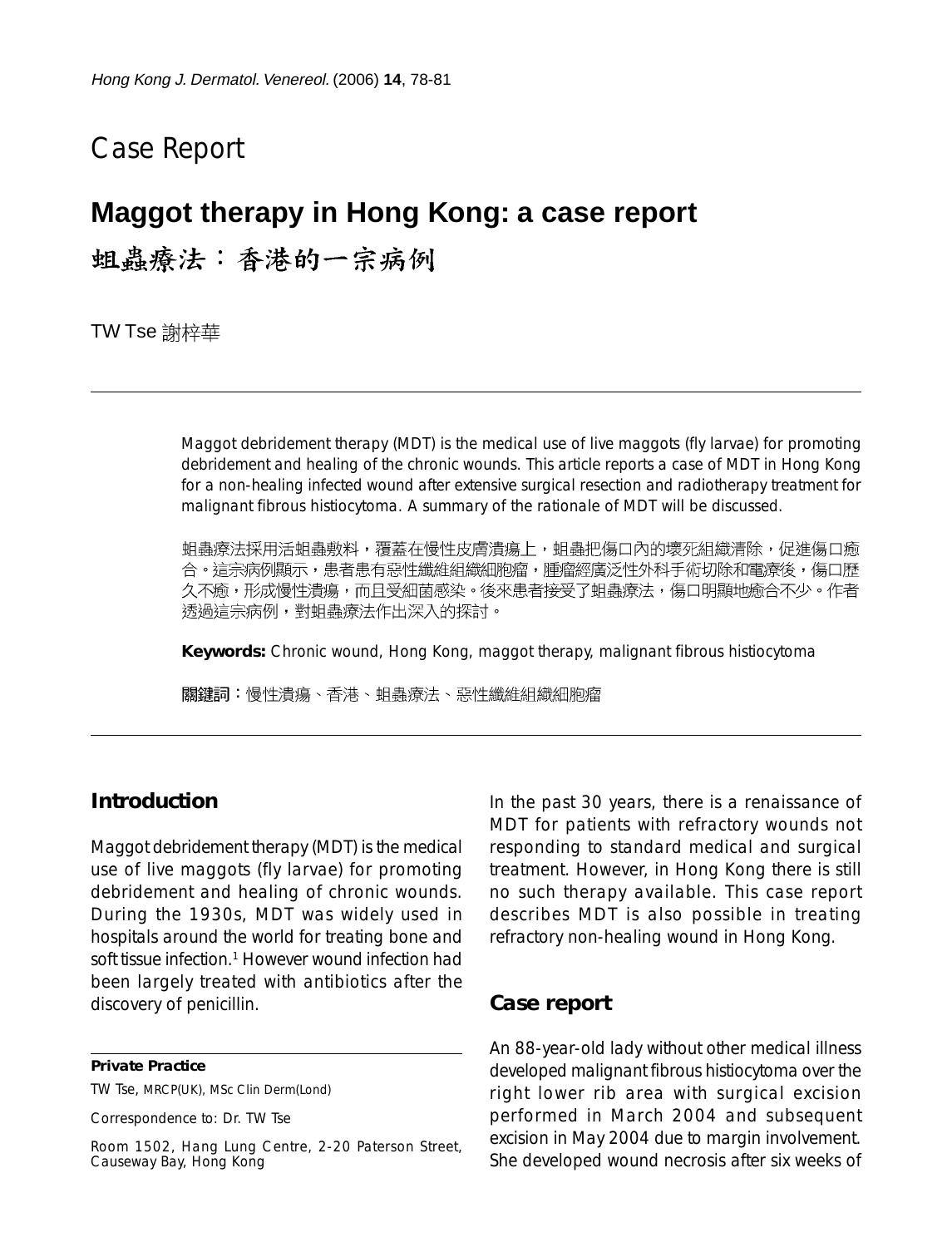Case Report

# Maggot therapy in Hong Kong: a case report

# 蛆蟲療法：香港的一宗病例

TW Tse 謝梓華

Maggot debridement therapy (MDT) is the medical use of live maggots (fly larvae) for promoting debridement and healing of the chronic wounds. This article reports a case of MDT in Hong Kong for a non-healing infected wound after extensive surgical resection and radiotherapy treatment for malignant fibrous histiocytoma. A summary of the rationale of MDT will be discussed.

蛆蟲療法採用活蛆蟲敷料，覆蓋在慢性皮膚潰瘍上，蛆蟲把傷口內的壞死組織清除，促進傷口癒合。這宗病例顯示，患者患有惡性纖維組織細胞瘤，腫瘤經廣泛性外科手術切除和電療後，傷口歷久不癒，形成慢性潰瘍，而且受細菌感染。後來患者接受了蛆蟲療法，傷口明顯地癒合不少。作者透過這宗病例，對蛆蟲療法作出深入的探討。

**Keywords:** Chronic wound, Hong Kong, maggot therapy, malignant fibrous histiocytoma

**關鍵詞：**慢性潰瘍、香港、蛆蟲療法、惡性纖維組織細胞瘤

## Introduction

Maggot debridement therapy (MDT) is the medical use of live maggots (fly larvae) for promoting debridement and healing of chronic wounds. During the 1930s, MDT was widely used in hospitals around the world for treating bone and soft tissue infection.[1] However wound infection had been largely treated with antibiotics after the discovery of penicillin.

In the past 30 years, there is a renaissance of MDT for patients with refractory wounds not responding to standard medical and surgical treatment. However, in Hong Kong there is still no such therapy available. This case report describes MDT is also possible in treating refractory non-healing wound in Hong Kong.

## Case report

An 88-year-old lady without other medical illness developed malignant fibrous histiocytoma over the right lower rib area with surgical excision performed in March 2004 and subsequent excision in May 2004 due to margin involvement. She developed wound necrosis after six weeks of

**Private Practice**

TW Tse, MRCP(UK), MSc Clin Derm(Lond)

Correspondence to: Dr. TW Tse

Room 1502, Hang Lung Centre, 2-20 Paterson Street, Causeway Bay, Hong Kong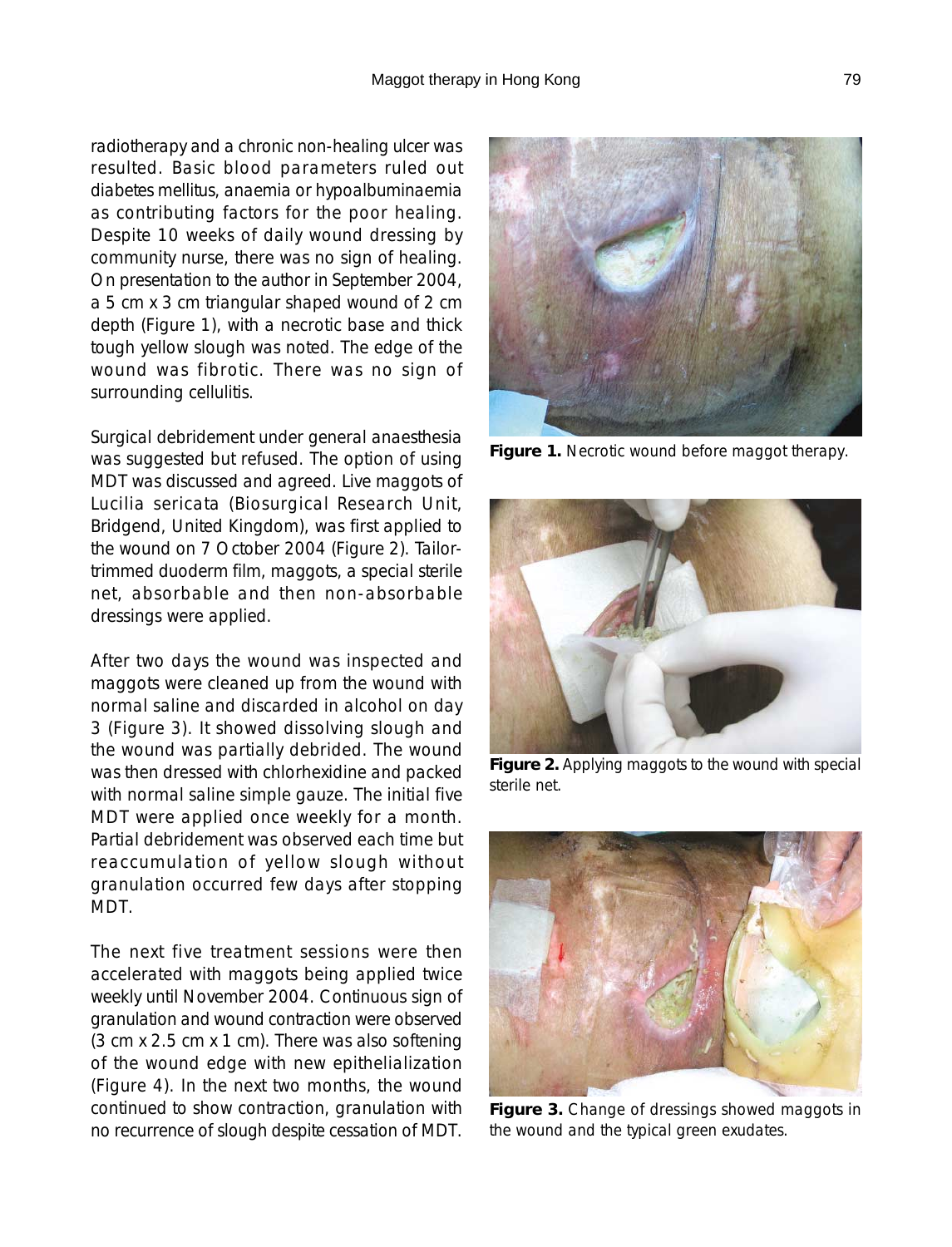radiotherapy and a chronic non-healing ulcer was resulted. Basic blood parameters ruled out diabetes mellitus, anaemia or hypoalbuminaemia as contributing factors for the poor healing. Despite 10 weeks of daily wound dressing by community nurse, there was no sign of healing. On presentation to the author in September 2004, a 5 cm x 3 cm triangular shaped wound of 2 cm depth (Figure 1), with a necrotic base and thick tough yellow slough was noted. The edge of the wound was fibrotic. There was no sign of surrounding cellulitis.

Surgical debridement under general anaesthesia was suggested but refused. The option of using MDT was discussed and agreed. Live maggots of Lucilia sericata (Biosurgical Research Unit, Bridgend, United Kingdom), was first applied to the wound on 7 October 2004 (Figure 2). Tailor-trimmed duoderm film, maggots, a special sterile net, absorbable and then non-absorbable dressings were applied.

After two days the wound was inspected and maggots were cleaned up from the wound with normal saline and discarded in alcohol on day 3 (Figure 3). It showed dissolving slough and the wound was partially debrided. The wound was then dressed with chlorhexidine and packed with normal saline simple gauze. The initial five MDT were applied once weekly for a month. Partial debridement was observed each time but reaccumulation of yellow slough without granulation occurred few days after stopping MDT.

The next five treatment sessions were then accelerated with maggots being applied twice weekly until November 2004. Continuous sign of granulation and wound contraction were observed (3 cm x 2.5 cm x 1 cm). There was also softening of the wound edge with new epithelialization (Figure 4). In the next two months, the wound continued to show contraction, granulation with no recurrence of slough despite cessation of MDT.

**Figure 1.** Necrotic wound before maggot therapy.

**Figure 2.** Applying maggots to the wound with special sterile net.

**Figure 3.** Change of dressings showed maggots in the wound and the typical green exudates.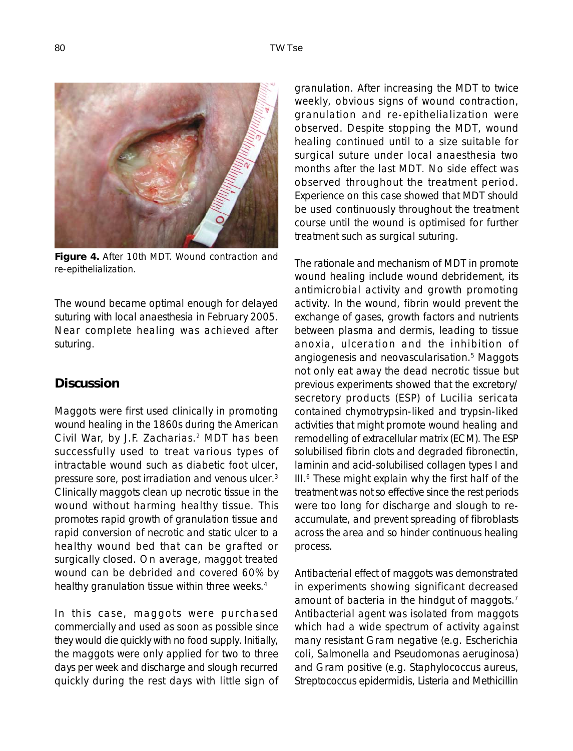**Figure 4.** After 10th MDT. Wound contraction and re-epithelialization.

The wound became optimal enough for delayed suturing with local anaesthesia in February 2005. Near complete healing was achieved after suturing.

## Discussion

Maggots were first used clinically in promoting wound healing in the 1860s during the American Civil War, by J.F. Zacharias.[2] MDT has been successfully used to treat various types of intractable wound such as diabetic foot ulcer, pressure sore, post irradiation and venous ulcer.[3] Clinically maggots clean up necrotic tissue in the wound without harming healthy tissue. This promotes rapid growth of granulation tissue and rapid conversion of necrotic and static ulcer to a healthy wound bed that can be grafted or surgically closed. On average, maggot treated wound can be debrided and covered 60% by healthy granulation tissue within three weeks.[4]

In this case, maggots were purchased commercially and used as soon as possible since they would die quickly with no food supply. Initially, the maggots were only applied for two to three days per week and discharge and slough recurred quickly during the rest days with little sign of granulation. After increasing the MDT to twice weekly, obvious signs of wound contraction, granulation and re-epithelialization were observed. Despite stopping the MDT, wound healing continued until to a size suitable for surgical suture under local anaesthesia two months after the last MDT. No side effect was observed throughout the treatment period. Experience on this case showed that MDT should be used continuously throughout the treatment course until the wound is optimised for further treatment such as surgical suturing.

The rationale and mechanism of MDT in promote wound healing include wound debridement, its antimicrobial activity and growth promoting activity. In the wound, fibrin would prevent the exchange of gases, growth factors and nutrients between plasma and dermis, leading to tissue anoxia, ulceration and the inhibition of angiogenesis and neovascularisation.[5] Maggots not only eat away the dead necrotic tissue but previous experiments showed that the excretory/ secretory products (ESP) of Lucilia sericata contained chymotrypsin-liked and trypsin-liked activities that might promote wound healing and remodelling of extracellular matrix (ECM). The ESP solubilised fibrin clots and degraded fibronectin, laminin and acid-solubilised collagen types I and III.[6] These might explain why the first half of the treatment was not so effective since the rest periods were too long for discharge and slough to re-accumulate, and prevent spreading of fibroblasts across the area and so hinder continuous healing process.

Antibacterial effect of maggots was demonstrated in experiments showing significant decreased amount of bacteria in the hindgut of maggots.[7] Antibacterial agent was isolated from maggots which had a wide spectrum of activity against many resistant Gram negative (e.g. Escherichia coli, Salmonella and Pseudomonas aeruginosa) and Gram positive (e.g. Staphylococcus aureus, Streptococcus epidermidis, Listeria and Methicillin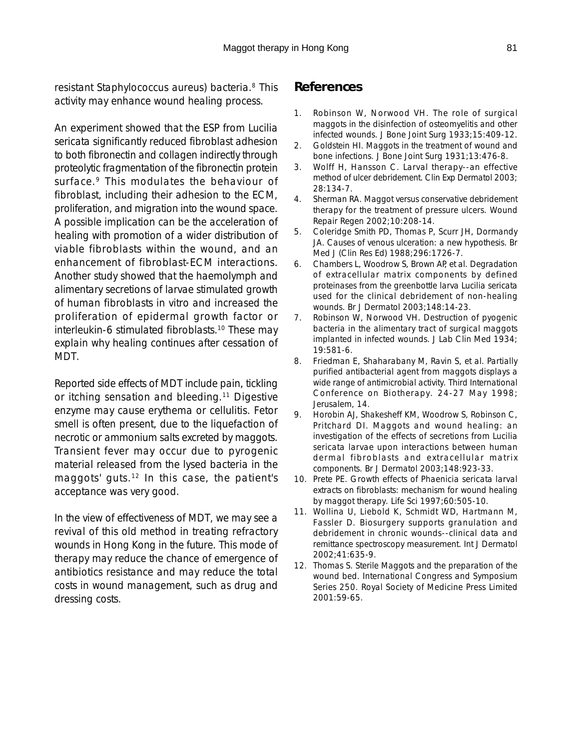resistant Staphylococcus aureus) bacteria.[8] This activity may enhance wound healing process.

An experiment showed that the ESP from Lucilia sericata significantly reduced fibroblast adhesion to both fibronectin and collagen indirectly through proteolytic fragmentation of the fibronectin protein surface.[9] This modulates the behaviour of fibroblast, including their adhesion to the ECM, proliferation, and migration into the wound space. A possible implication can be the acceleration of healing with promotion of a wider distribution of viable fibroblasts within the wound, and an enhancement of fibroblast-ECM interactions. Another study showed that the haemolymph and alimentary secretions of larvae stimulated growth of human fibroblasts in vitro and increased the proliferation of epidermal growth factor or interleukin-6 stimulated fibroblasts.[10] These may explain why healing continues after cessation of MDT.

Reported side effects of MDT include pain, tickling or itching sensation and bleeding.[11] Digestive enzyme may cause erythema or cellulitis. Fetor smell is often present, due to the liquefaction of necrotic or ammonium salts excreted by maggots. Transient fever may occur due to pyrogenic material released from the lysed bacteria in the maggots' guts.[12] In this case, the patient's acceptance was very good.

In the view of effectiveness of MDT, we may see a revival of this old method in treating refractory wounds in Hong Kong in the future. This mode of therapy may reduce the chance of emergence of antibiotics resistance and may reduce the total costs in wound management, such as drug and dressing costs.

## References

1. Robinson W, Norwood VH. The role of surgical maggots in the disinfection of osteomyelitis and other infected wounds. J Bone Joint Surg 1933;15:409-12.
2. Goldstein HI. Maggots in the treatment of wound and bone infections. J Bone Joint Surg 1931;13:476-8.
3. Wolff H, Hansson C. Larval therapy--an effective method of ulcer debridement. Clin Exp Dermatol 2003; 28:134-7.
4. Sherman RA. Maggot versus conservative debridement therapy for the treatment of pressure ulcers. Wound Repair Regen 2002;10:208-14.
5. Coleridge Smith PD, Thomas P, Scurr JH, Dormandy JA. Causes of venous ulceration: a new hypothesis. Br Med J (Clin Res Ed) 1988;296:1726-7.
6. Chambers L, Woodrow S, Brown AP, et al. Degradation of extracellular matrix components by defined proteinases from the greenbottle larva Lucilia sericata used for the clinical debridement of non-healing wounds. Br J Dermatol 2003;148:14-23.
7. Robinson W, Norwood VH. Destruction of pyogenic bacteria in the alimentary tract of surgical maggots implanted in infected wounds. J Lab Clin Med 1934; 19:581-6.
8. Friedman E, Shaharabany M, Ravin S, et al. Partially purified antibacterial agent from maggots displays a wide range of antimicrobial activity. Third International Conference on Biotherapy. 24-27 May 1998; Jerusalem, 14.
9. Horobin AJ, Shakesheff KM, Woodrow S, Robinson C, Pritchard DI. Maggots and wound healing: an investigation of the effects of secretions from Lucilia sericata larvae upon interactions between human dermal fibroblasts and extracellular matrix components. Br J Dermatol 2003;148:923-33.
10. Prete PE. Growth effects of Phaenicia sericata larval extracts on fibroblasts: mechanism for wound healing by maggot therapy. Life Sci 1997;60:505-10.
11. Wollina U, Liebold K, Schmidt WD, Hartmann M, Fassler D. Biosurgery supports granulation and debridement in chronic wounds--clinical data and remittance spectroscopy measurement. Int J Dermatol 2002;41:635-9.
12. Thomas S. Sterile Maggots and the preparation of the wound bed. International Congress and Symposium Series 250. Royal Society of Medicine Press Limited 2001:59-65.